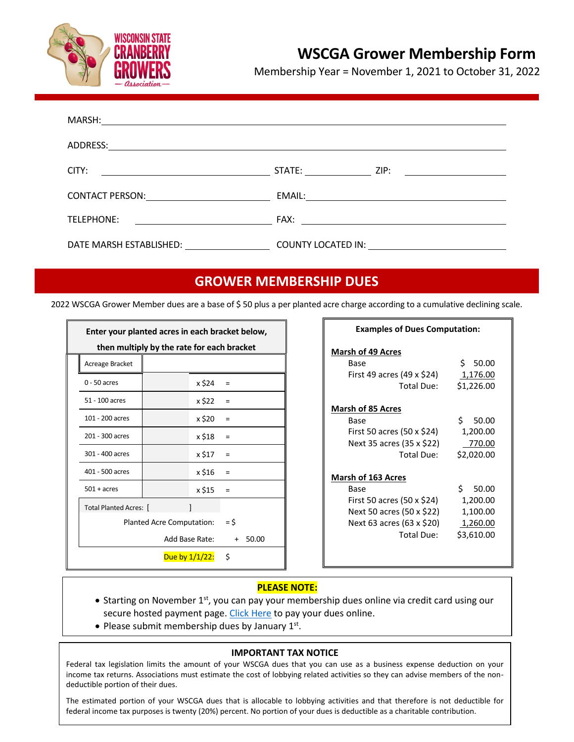# WSCGA Grower Membership Form

Membership Year = November 1, 2021 to October 31, 2022

MARSH: ______________________________

ADDRESS: ______________________________

CITY: ______________ STATE: ______ ZIP: ________

CONTACT PERSON: ______________ EMAIL: ______________

TELEPHONE: ______________ FAX: ______________

DATE MARSH ESTABLISHED: ______________ COUNTY LOCATED IN: ______________

## GROWER MEMBERSHIP DUES

2022 WSCGA Grower Member dues are a base of $ 50 plus a per planted acre charge according to a cumulative declining scale.

**Enter your planted acres in each bracket below, then multiply by the rate for each bracket**

| Acreage Bracket | | | |
|---|---|---|---|
| 0 - 50 acres | | x $24 | = |
| 51 - 100 acres | | x $22 | = |
| 101 - 200 acres | | x $20 | = |
| 201 - 300 acres | | x $18 | = |
| 301 - 400 acres | | x $17 | = |
| 401 - 500 acres | | x $16 | = |
| 501 + acres | | x $15 | = |
| Total Planted Acres: [ ] | | | |
| | | Planted Acre Computation: | = $ |
| | | Add Base Rate: | + 50.00 |
| | | Due by 1/1/22: | $ |

**Examples of Dues Computation:**

**Marsh of 49 Acres**

| | |
|---|---|
| Base | $ 50.00 |
| First 49 acres (49 x $24) | 1,176.00 |
| Total Due: | $1,226.00 |

**Marsh of 85 Acres**

| | |
|---|---|
| Base | $ 50.00 |
| First 50 acres (50 x $24) | 1,200.00 |
| Next 35 acres (35 x $22) | 770.00 |
| Total Due: | $2,020.00 |

**Marsh of 163 Acres**

| | |
|---|---|
| Base | $ 50.00 |
| First 50 acres (50 x $24) | 1,200.00 |
| Next 50 acres (50 x $22) | 1,100.00 |
| Next 63 acres (63 x $20) | 1,260.00 |
| Total Due: | $3,610.00 |

**PLEASE NOTE:**

- Starting on November 1st, you can pay your membership dues online via credit card using our secure hosted payment page. Click Here to pay your dues online.
- Please submit membership dues by January 1st.

### IMPORTANT TAX NOTICE

Federal tax legislation limits the amount of your WSCGA dues that you can use as a business expense deduction on your income tax returns. Associations must estimate the cost of lobbying related activities so they can advise members of the non-deductible portion of their dues.

The estimated portion of your WSCGA dues that is allocable to lobbying activities and that therefore is not deductible for federal income tax purposes is twenty (20%) percent. No portion of your dues is deductible as a charitable contribution.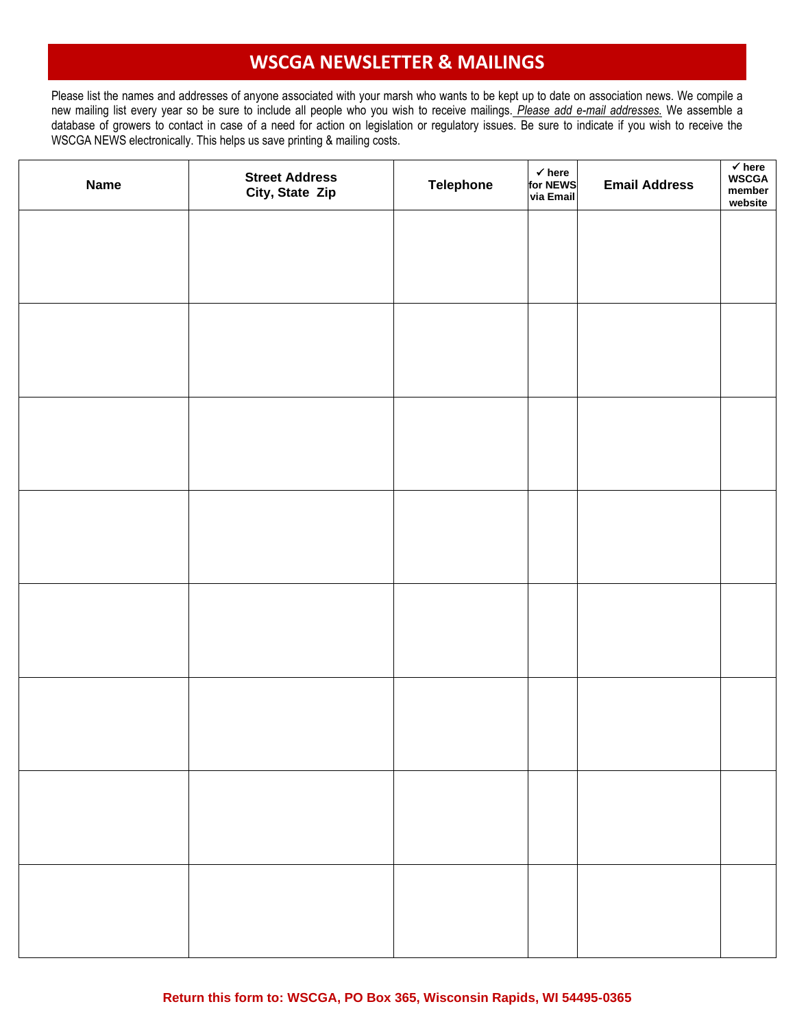# WSCGA NEWSLETTER & MAILINGS

Please list the names and addresses of anyone associated with your marsh who wants to be kept up to date on association news. We compile a new mailing list every year so be sure to include all people who you wish to receive mailings. *Please add e-mail addresses.* We assemble a database of growers to contact in case of a need for action on legislation or regulatory issues. Be sure to indicate if you wish to receive the WSCGA NEWS electronically. This helps us save printing & mailing costs.

| Name | Street Address City, State Zip | Telephone | ✓ here for NEWS via Email | Email Address | ✓ here WSCGA member website |
|---|---|---|---|---|---|
| | | | | | |
| | | | | | |
| | | | | | |
| | | | | | |
| | | | | | |
| | | | | | |
| | | | | | |
| | | | | | |

**Return this form to: WSCGA, PO Box 365, Wisconsin Rapids, WI 54495-0365**